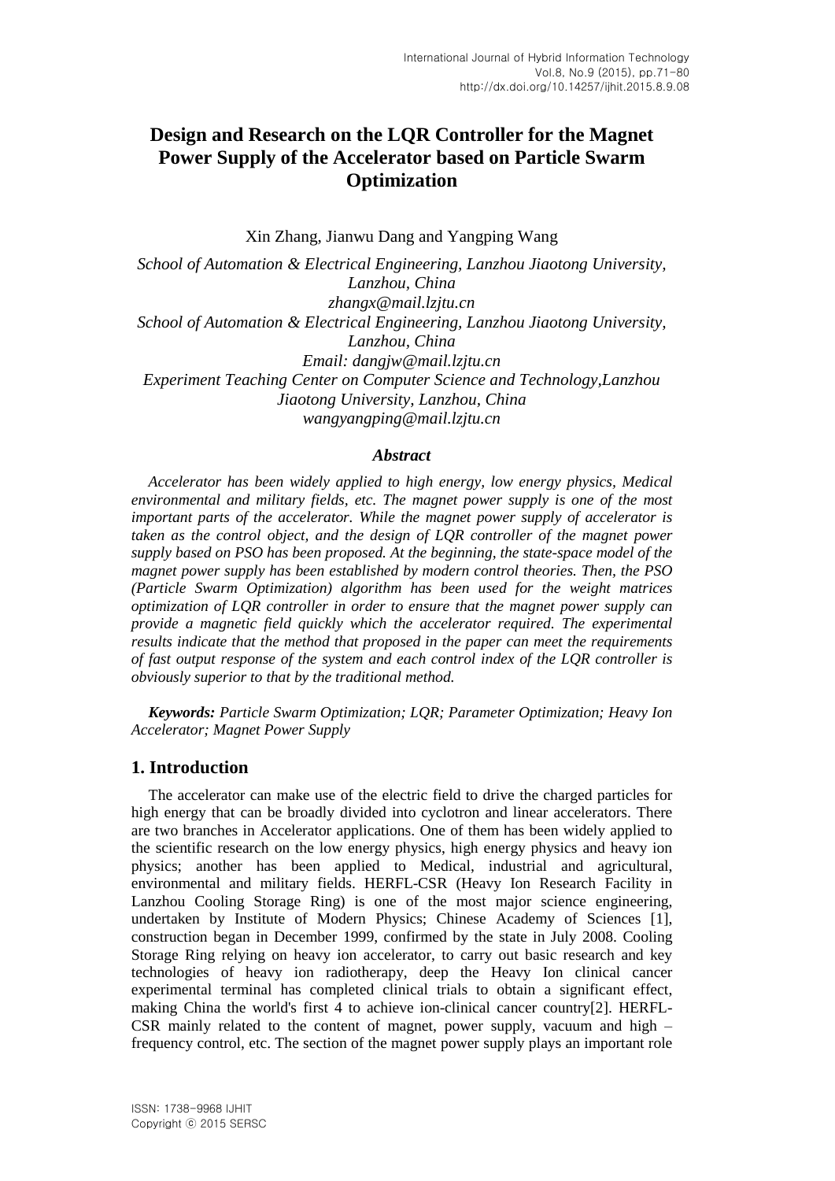# Design and Research on the LQR Controller for the Magnet Power Supply of the Accelerator based on Particle Swarm Optimization

Xin Zhang, Jianwu Dang and Yangping Wang

*School of Automation & Electrical Engineering, Lanzhou Jiaotong University, Lanzhou, China*
*zhangx@mail.lzjtu.cn*
*School of Automation & Electrical Engineering, Lanzhou Jiaotong University, Lanzhou, China*
*Email: dangjw@mail.lzjtu.cn*
*Experiment Teaching Center on Computer Science and Technology,Lanzhou Jiaotong University, Lanzhou, China*
*wangyangping@mail.lzjtu.cn*

### *Abstract*

*Accelerator has been widely applied to high energy, low energy physics, Medical environmental and military fields, etc. The magnet power supply is one of the most important parts of the accelerator. While the magnet power supply of accelerator is taken as the control object, and the design of LQR controller of the magnet power supply based on PSO has been proposed. At the beginning, the state-space model of the magnet power supply has been established by modern control theories. Then, the PSO (Particle Swarm Optimization) algorithm has been used for the weight matrices optimization of LQR controller in order to ensure that the magnet power supply can provide a magnetic field quickly which the accelerator required. The experimental results indicate that the method that proposed in the paper can meet the requirements of fast output response of the system and each control index of the LQR controller is obviously superior to that by the traditional method.*

***Keywords:*** *Particle Swarm Optimization; LQR; Parameter Optimization; Heavy Ion Accelerator; Magnet Power Supply*

## 1. Introduction

The accelerator can make use of the electric field to drive the charged particles for high energy that can be broadly divided into cyclotron and linear accelerators. There are two branches in Accelerator applications. One of them has been widely applied to the scientific research on the low energy physics, high energy physics and heavy ion physics; another has been applied to Medical, industrial and agricultural, environmental and military fields. HERFL-CSR (Heavy Ion Research Facility in Lanzhou Cooling Storage Ring) is one of the most major science engineering, undertaken by Institute of Modern Physics; Chinese Academy of Sciences [1], construction began in December 1999, confirmed by the state in July 2008. Cooling Storage Ring relying on heavy ion accelerator, to carry out basic research and key technologies of heavy ion radiotherapy, deep the Heavy Ion clinical cancer experimental terminal has completed clinical trials to obtain a significant effect, making China the world's first 4 to achieve ion-clinical cancer country[2]. HERFL-CSR mainly related to the content of magnet, power supply, vacuum and high – frequency control, etc. The section of the magnet power supply plays an important role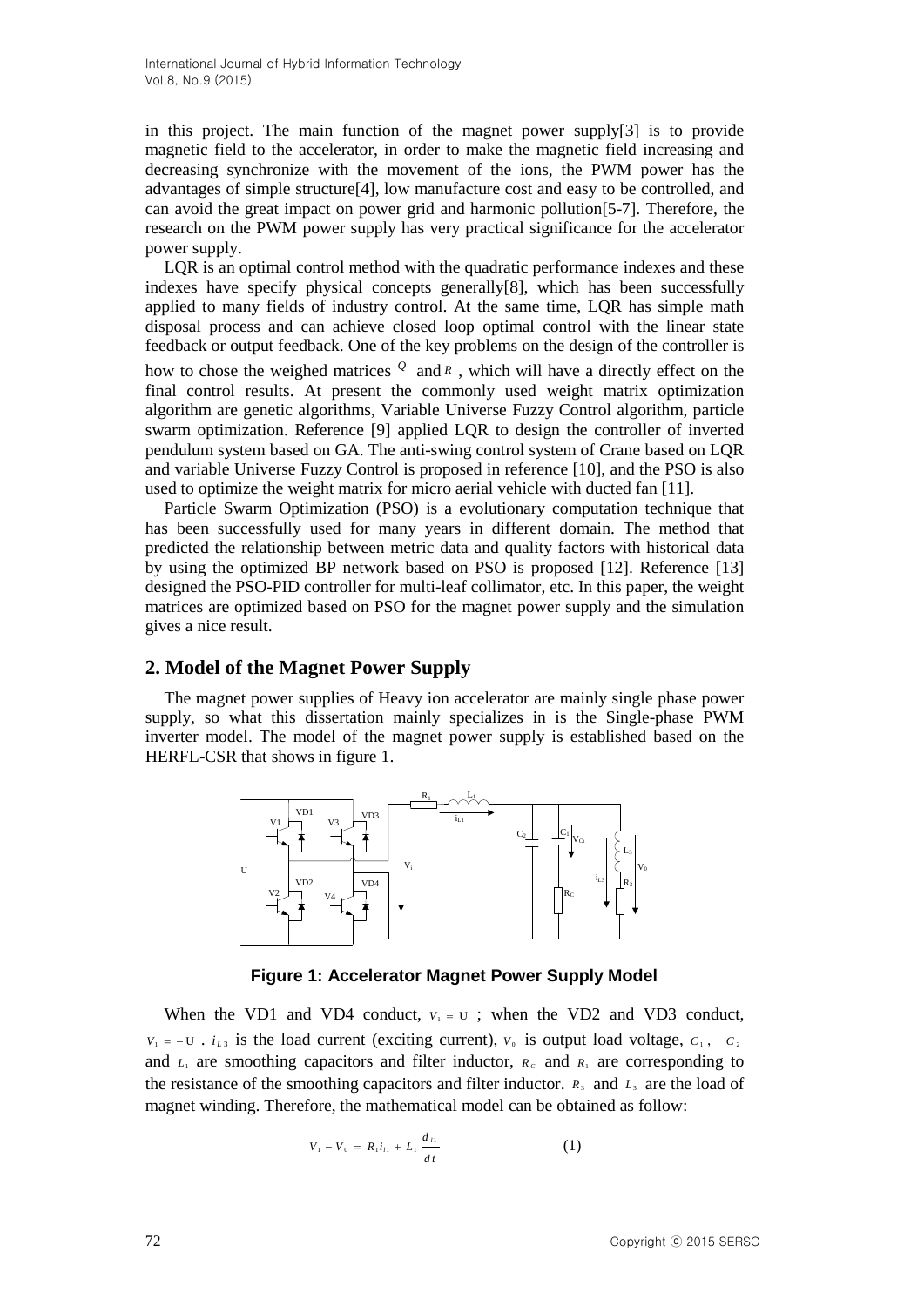in this project. The main function of the magnet power supply[3] is to provide magnetic field to the accelerator, in order to make the magnetic field increasing and decreasing synchronize with the movement of the ions, the PWM power has the advantages of simple structure[4], low manufacture cost and easy to be controlled, and can avoid the great impact on power grid and harmonic pollution[5-7]. Therefore, the research on the PWM power supply has very practical significance for the accelerator power supply.

LQR is an optimal control method with the quadratic performance indexes and these indexes have specify physical concepts generally[8], which has been successfully applied to many fields of industry control. At the same time, LQR has simple math disposal process and can achieve closed loop optimal control with the linear state feedback or output feedback. One of the key problems on the design of the controller is how to chose the weighed matrices $Q$ and $R$ , which will have a directly effect on the final control results. At present the commonly used weight matrix optimization algorithm are genetic algorithms, Variable Universe Fuzzy Control algorithm, particle swarm optimization. Reference [9] applied LQR to design the controller of inverted pendulum system based on GA. The anti-swing control system of Crane based on LQR and variable Universe Fuzzy Control is proposed in reference [10], and the PSO is also used to optimize the weight matrix for micro aerial vehicle with ducted fan [11].

Particle Swarm Optimization (PSO) is a evolutionary computation technique that has been successfully used for many years in different domain. The method that predicted the relationship between metric data and quality factors with historical data by using the optimized BP network based on PSO is proposed [12]. Reference [13] designed the PSO-PID controller for multi-leaf collimator, etc. In this paper, the weight matrices are optimized based on PSO for the magnet power supply and the simulation gives a nice result.

## 2. Model of the Magnet Power Supply

The magnet power supplies of Heavy ion accelerator are mainly single phase power supply, so what this dissertation mainly specializes in is the Single-phase PWM inverter model. The model of the magnet power supply is established based on the HERFL-CSR that shows in figure 1.

**Figure 1: Accelerator Magnet Power Supply Model**

When the VD1 and VD4 conduct, $V_1 = U$ ; when the VD2 and VD3 conduct, $V_1 = -U$ . $i_{L3}$ is the load current (exciting current), $V_0$ is output load voltage, $C_1$ , $C_2$ and $L_1$ are smoothing capacitors and filter inductor, $R_C$ and $R_1$ are corresponding to the resistance of the smoothing capacitors and filter inductor. $R_3$ and $L_3$ are the load of magnet winding. Therefore, the mathematical model can be obtained as follow:

$$V_1 - V_0 = R_1 i_{l1} + L_1 \frac{d_{l1}}{dt} \qquad (1)$$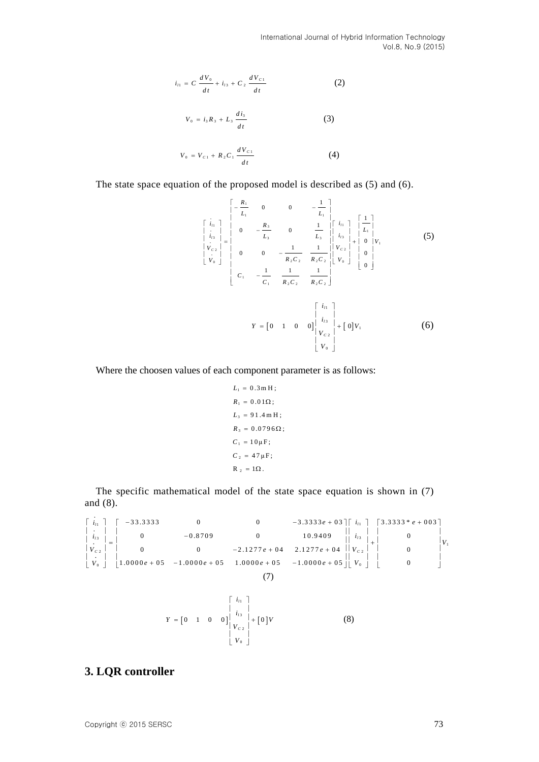$$i_{l1} = C\frac{dV_0}{dt} + i_{l3} + C_2\frac{dV_{C1}}{dt} \tag{2}$$

$$V_0 = i_3 R_3 + L_3\frac{di_3}{dt} \tag{3}$$

$$V_0 = V_{C1} + R_2 C_1\frac{dV_{C1}}{dt} \tag{4}$$

The state space equation of the proposed model is described as (5) and (6).

$$\begin{bmatrix} \dot{i}_{l1} \\ \dot{i}_{l3} \\ \dot{V}_{C2} \\ \dot{V}_0 \end{bmatrix} = \begin{bmatrix} -\frac{R_1}{L_1} & 0 & 0 & -\frac{1}{L_1} \\ 0 & -\frac{R_3}{L_3} & 0 & \frac{1}{L_3} \\ 0 & 0 & -\frac{1}{R_2C_2} & \frac{1}{R_2C_2} \\ C_1 & -\frac{1}{C_1} & \frac{1}{R_2C_2} & \frac{1}{R_2C_2} \end{bmatrix} \begin{bmatrix} i_{l1} \\ i_{l3} \\ V_{C2} \\ V_0 \end{bmatrix} + \begin{bmatrix} \frac{1}{L_1} \\ 0 \\ 0 \\ 0 \end{bmatrix} V_1 \tag{5}$$

$$Y = \begin{bmatrix} 0 & 1 & 0 & 0 \end{bmatrix} \begin{bmatrix} i_{l1} \\ i_{l3} \\ V_{C2} \\ V_0 \end{bmatrix} + \begin{bmatrix} 0 \end{bmatrix} V_1 \tag{6}$$

Where the choosen values of each component parameter is as follows:

$L_1 = 0.3\,\text{mH}$;  
$R_1 = 0.01\,\Omega$;  
$L_3 = 91.4\,\text{mH}$;  
$R_3 = 0.0796\,\Omega$;  
$C_1 = 10\,\mu\text{F}$;  
$C_2 = 47\,\mu\text{F}$;  
$R_2 = 1\,\Omega$.

The specific mathematical model of the state space equation is shown in (7) and (8).

$$\begin{bmatrix} \dot{i}_{l1} \\ \dot{i}_{l3} \\ \dot{V}_{C2} \\ \dot{V}_0 \end{bmatrix} = \begin{bmatrix} -33.3333 & 0 & 0 & -3.3333e+03 \\ 0 & -0.8709 & 0 & 10.9409 \\ 0 & 0 & -2.1277e+04 & 2.1277e+04 \\ 1.0000e+05 & -1.0000e+05 & 1.0000e+05 & -1.0000e+05 \end{bmatrix} \begin{bmatrix} i_{l1} \\ i_{l3} \\ V_{C2} \\ V_0 \end{bmatrix} + \begin{bmatrix} 3.3333*e+003 \\ 0 \\ 0 \\ 0 \end{bmatrix} V_1 \tag{7}$$

$$Y = \begin{bmatrix} 0 & 1 & 0 & 0 \end{bmatrix} \begin{bmatrix} i_{l1} \\ i_{l3} \\ V_{C2} \\ V_0 \end{bmatrix} + \begin{bmatrix} 0 \end{bmatrix} V \tag{8}$$

## 3. LQR controller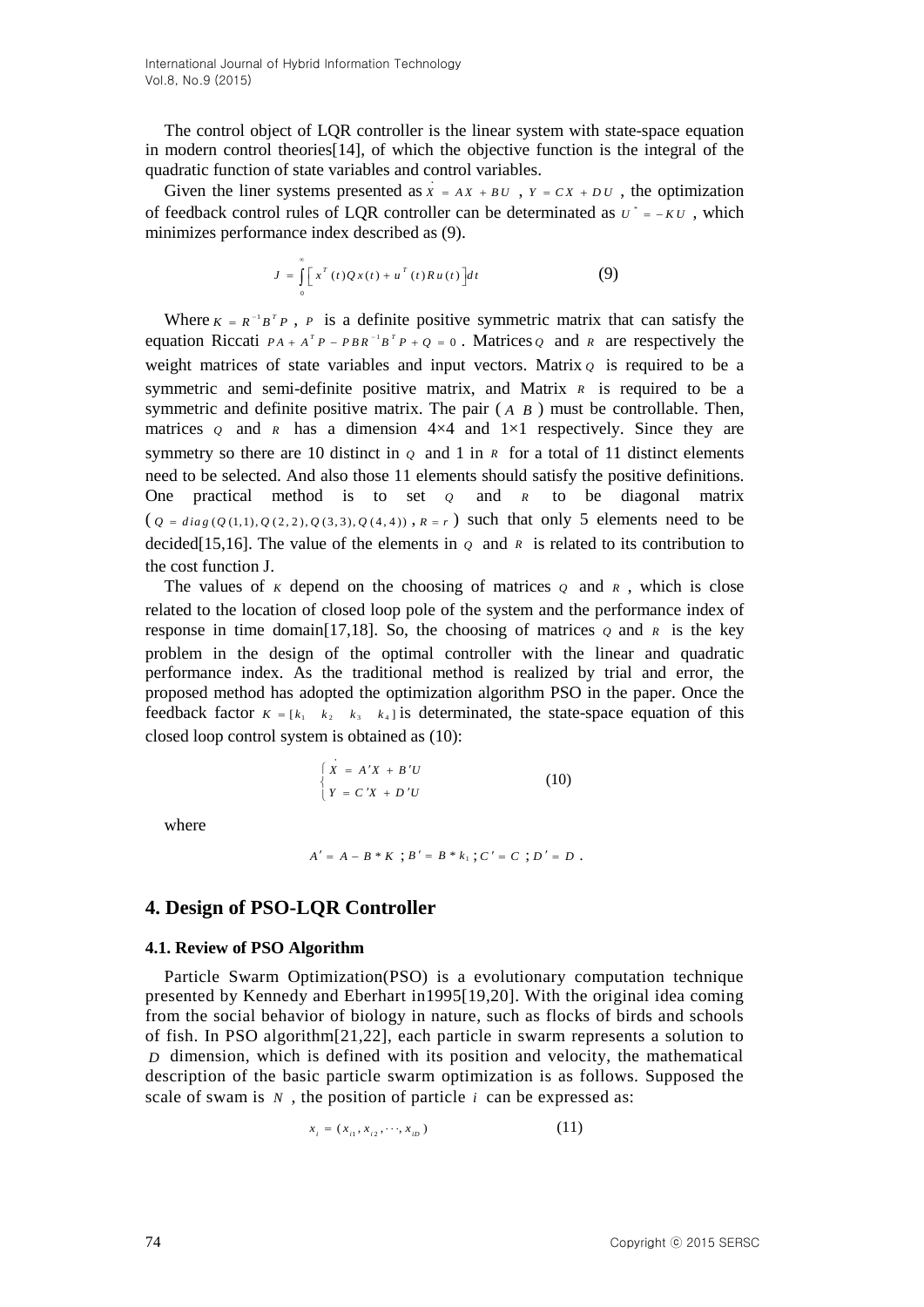The control object of LQR controller is the linear system with state-space equation in modern control theories[14], of which the objective function is the integral of the quadratic function of state variables and control variables.

Given the liner systems presented as $\dot{X} = AX + BU$ , $Y = CX + DU$ , the optimization of feedback control rules of LQR controller can be determinated as $U^* = -KU$ , which minimizes performance index described as (9).

$$J = \int_0^\infty \left[ x^T(t)Qx(t) + u^T(t)Ru(t) \right] dt \tag{9}$$

Where $K = R^{-1}B^TP$ , $P$ is a definite positive symmetric matrix that can satisfy the equation Riccati $PA + A^TP - PBR^{-1}B^TP + Q = 0$ . Matrices $Q$ and $R$ are respectively the weight matrices of state variables and input vectors. Matrix $Q$ is required to be a symmetric and semi-definite positive matrix, and Matrix $R$ is required to be a symmetric and definite positive matrix. The pair ( $A$ $B$ ) must be controllable. Then, matrices $Q$ and $R$ has a dimension 4×4 and 1×1 respectively. Since they are symmetry so there are 10 distinct in $Q$ and 1 in $R$ for a total of 11 distinct elements need to be selected. And also those 11 elements should satisfy the positive definitions. One practical method is to set $Q$ and $R$ to be diagonal matrix ( $Q = diag(Q(1,1), Q(2,2), Q(3,3), Q(4,4))$ , $R = r$ ) such that only 5 elements need to be decided[15,16]. The value of the elements in $Q$ and $R$ is related to its contribution to the cost function J.

The values of $K$ depend on the choosing of matrices $Q$ and $R$ , which is close related to the location of closed loop pole of the system and the performance index of response in time domain[17,18]. So, the choosing of matrices $Q$ and $R$ is the key problem in the design of the optimal controller with the linear and quadratic performance index. As the traditional method is realized by trial and error, the proposed method has adopted the optimization algorithm PSO in the paper. Once the feedback factor $K = [k_1 \quad k_2 \quad k_3 \quad k_4]$ is determinated, the state-space equation of this closed loop control system is obtained as (10):

$$\begin{cases} \dot{X} = A'X + B'U \\ Y = C'X + D'U \end{cases} \tag{10}$$

where

$$A' = A - B*K \text{ ; } B' = B*k_1 \text{ ; } C' = C \text{ ; } D' = D \text{ .}$$

## 4. Design of PSO-LQR Controller

### 4.1. Review of PSO Algorithm

Particle Swarm Optimization(PSO) is a evolutionary computation technique presented by Kennedy and Eberhart in1995[19,20]. With the original idea coming from the social behavior of biology in nature, such as flocks of birds and schools of fish. In PSO algorithm[21,22], each particle in swarm represents a solution to $D$ dimension, which is defined with its position and velocity, the mathematical description of the basic particle swarm optimization is as follows. Supposed the scale of swam is $N$ , the position of particle $i$ can be expressed as:

$$x_i = (x_{i1}, x_{i2}, \cdots, x_{iD}) \tag{11}$$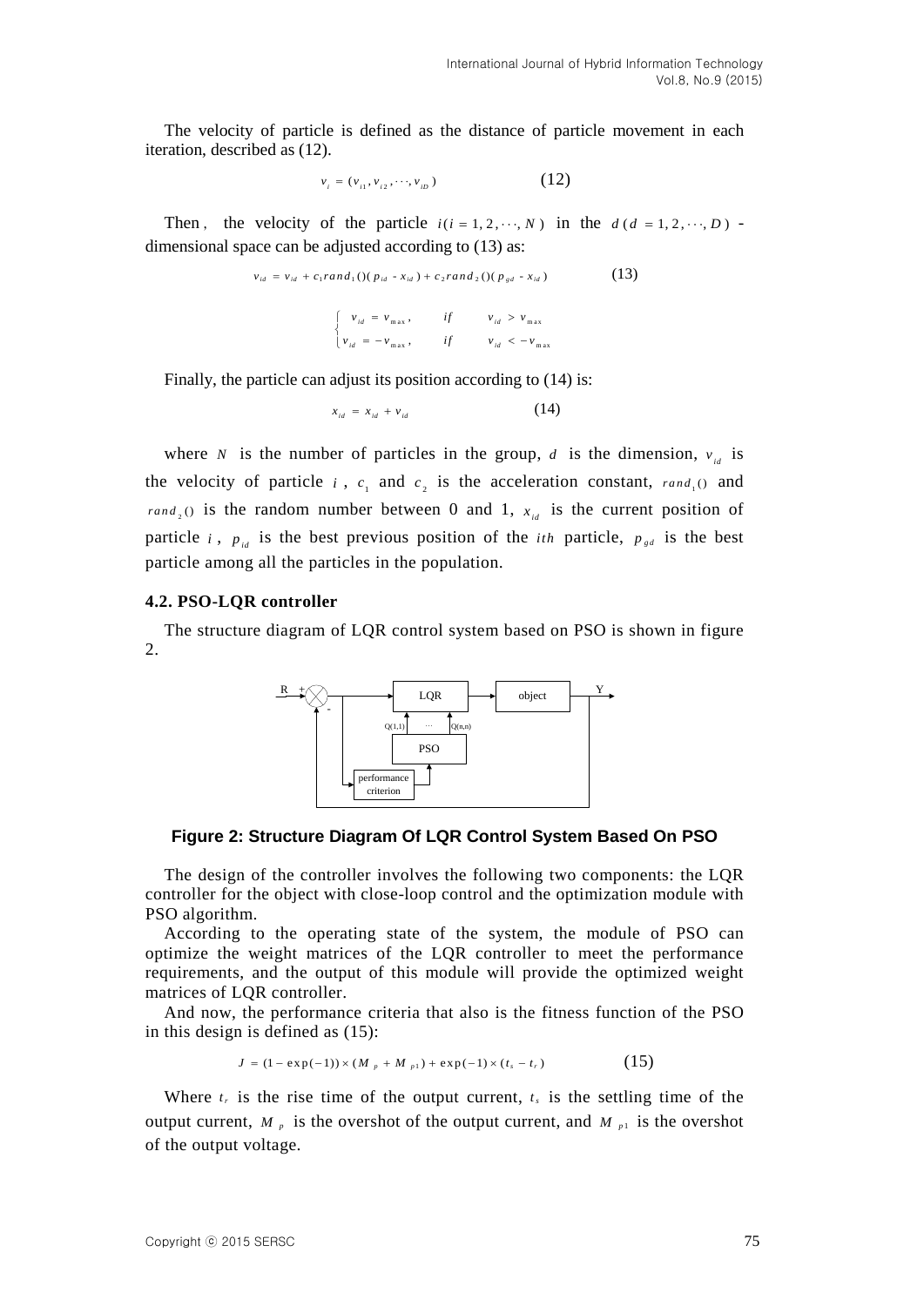The velocity of particle is defined as the distance of particle movement in each iteration, described as (12).

$$v_i = (v_{i1}, v_{i2}, \cdots, v_{iD}) \tag{12}$$

Then, the velocity of the particle $i(i = 1, 2, \cdots, N)$ in the $d(d = 1, 2, \cdots, D)$ -dimensional space can be adjusted according to (13) as:

$$v_{id} = v_{id} + c_1 rand_1()(p_{id} - x_{id}) + c_2 rand_2()(p_{gd} - x_{id}) \tag{13}$$

$$\begin{cases} v_{id} = v_{\max}, & if \quad v_{id} > v_{\max} \\ v_{id} = -v_{\max}, & if \quad v_{id} < -v_{\max} \end{cases}$$

Finally, the particle can adjust its position according to (14) is:

$$x_{id} = x_{id} + v_{id} \tag{14}$$

where $N$ is the number of particles in the group, $d$ is the dimension, $v_{id}$ is the velocity of particle $i$, $c_1$ and $c_2$ is the acceleration constant, $rand_1()$ and $rand_2()$ is the random number between 0 and 1, $x_{id}$ is the current position of particle $i$, $p_{id}$ is the best previous position of the $ith$ particle, $p_{gd}$ is the best particle among all the particles in the population.

### 4.2. PSO-LQR controller

The structure diagram of LQR control system based on PSO is shown in figure 2.

**Figure 2: Structure Diagram Of LQR Control System Based On PSO**

The design of the controller involves the following two components: the LQR controller for the object with close-loop control and the optimization module with PSO algorithm.

According to the operating state of the system, the module of PSO can optimize the weight matrices of the LQR controller to meet the performance requirements, and the output of this module will provide the optimized weight matrices of LQR controller.

And now, the performance criteria that also is the fitness function of the PSO in this design is defined as (15):

$$J = (1 - \exp(-1)) \times (M_p + M_{p1}) + \exp(-1) \times (t_s - t_r) \tag{15}$$

Where $t_r$ is the rise time of the output current, $t_s$ is the settling time of the output current, $M_p$ is the overshot of the output current, and $M_{p1}$ is the overshot of the output voltage.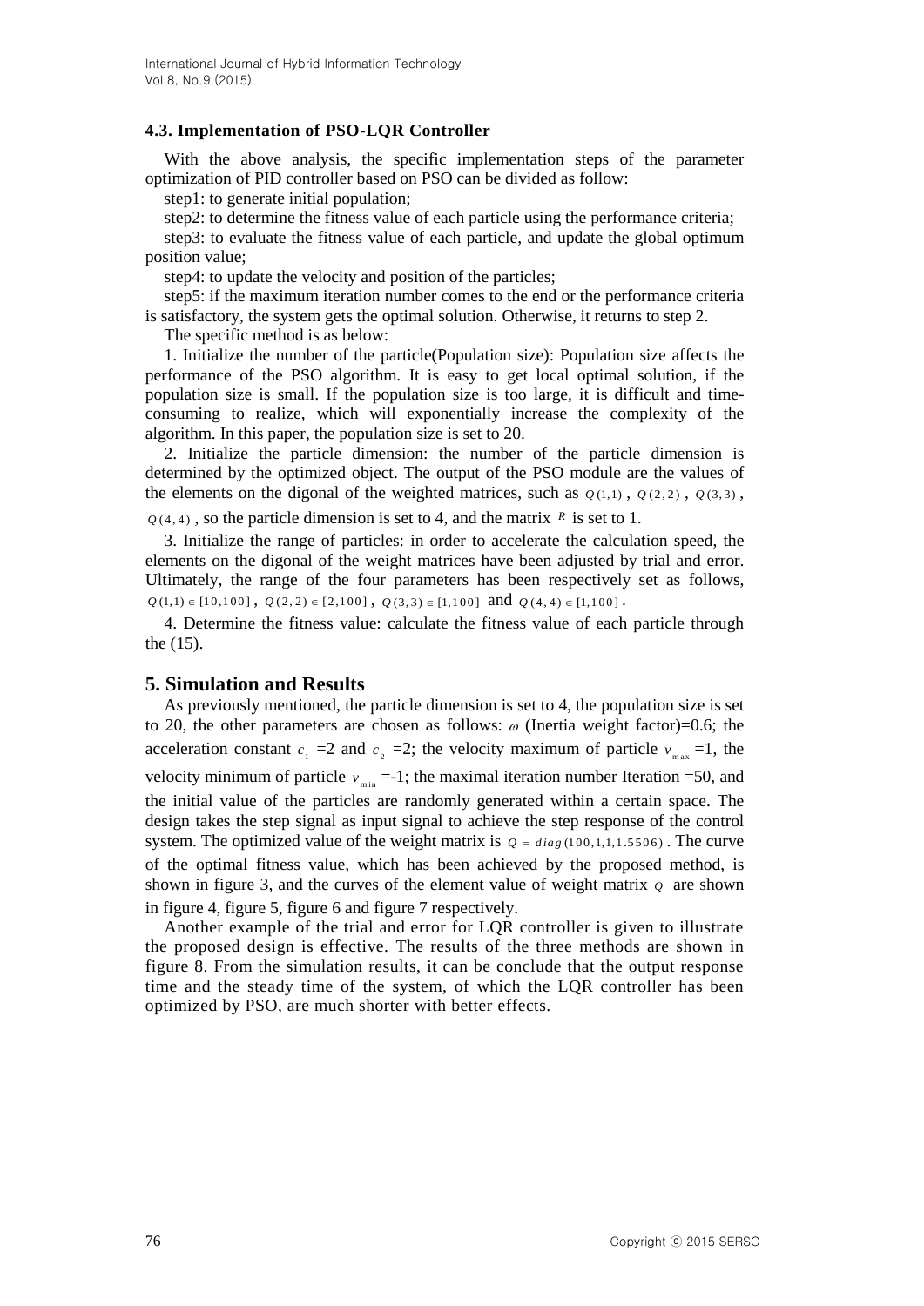### 4.3. Implementation of PSO-LQR Controller

With the above analysis, the specific implementation steps of the parameter optimization of PID controller based on PSO can be divided as follow:

step1: to generate initial population;

step2: to determine the fitness value of each particle using the performance criteria;

step3: to evaluate the fitness value of each particle, and update the global optimum position value;

step4: to update the velocity and position of the particles;

step5: if the maximum iteration number comes to the end or the performance criteria is satisfactory, the system gets the optimal solution. Otherwise, it returns to step 2.

The specific method is as below:

1. Initialize the number of the particle(Population size): Population size affects the performance of the PSO algorithm. It is easy to get local optimal solution, if the population size is small. If the population size is too large, it is difficult and time-consuming to realize, which will exponentially increase the complexity of the algorithm. In this paper, the population size is set to 20.

2. Initialize the particle dimension: the number of the particle dimension is determined by the optimized object. The output of the PSO module are the values of the elements on the digonal of the weighted matrices, such as $Q(1,1)$, $Q(2,2)$, $Q(3,3)$, $Q(4,4)$, so the particle dimension is set to 4, and the matrix $R$ is set to 1.

3. Initialize the range of particles: in order to accelerate the calculation speed, the elements on the digonal of the weight matrices have been adjusted by trial and error. Ultimately, the range of the four parameters has been respectively set as follows, $Q(1,1) \in [10,100]$, $Q(2,2) \in [2,100]$, $Q(3,3) \in [1,100]$ and $Q(4,4) \in [1,100]$.

4. Determine the fitness value: calculate the fitness value of each particle through the (15).

## 5. Simulation and Results

As previously mentioned, the particle dimension is set to 4, the population size is set to 20, the other parameters are chosen as follows: $\omega$ (Inertia weight factor)=0.6; the acceleration constant $c_1$ =2 and $c_2$ =2; the velocity maximum of particle $v_{max}$ =1, the velocity minimum of particle $v_{min}$ =-1; the maximal iteration number Iteration =50, and the initial value of the particles are randomly generated within a certain space. The design takes the step signal as input signal to achieve the step response of the control system. The optimized value of the weight matrix is $Q = diag(100,1,1,1.5506)$. The curve of the optimal fitness value, which has been achieved by the proposed method, is shown in figure 3, and the curves of the element value of weight matrix $Q$ are shown in figure 4, figure 5, figure 6 and figure 7 respectively.

Another example of the trial and error for LQR controller is given to illustrate the proposed design is effective. The results of the three methods are shown in figure 8. From the simulation results, it can be conclude that the output response time and the steady time of the system, of which the LQR controller has been optimized by PSO, are much shorter with better effects.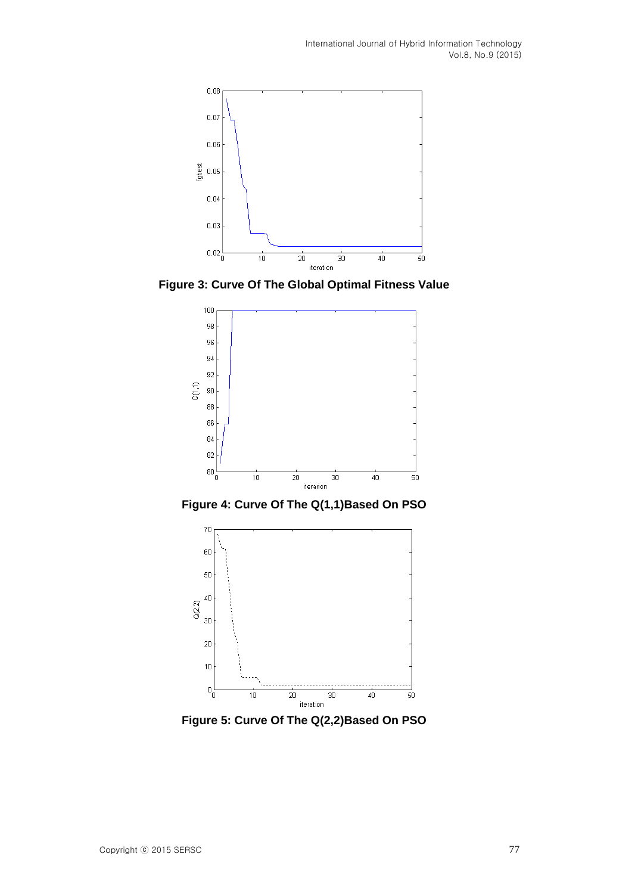**Figure 3: Curve Of The Global Optimal Fitness Value**

**Figure 4: Curve Of The Q(1,1)Based On PSO**

**Figure 5: Curve Of The Q(2,2)Based On PSO**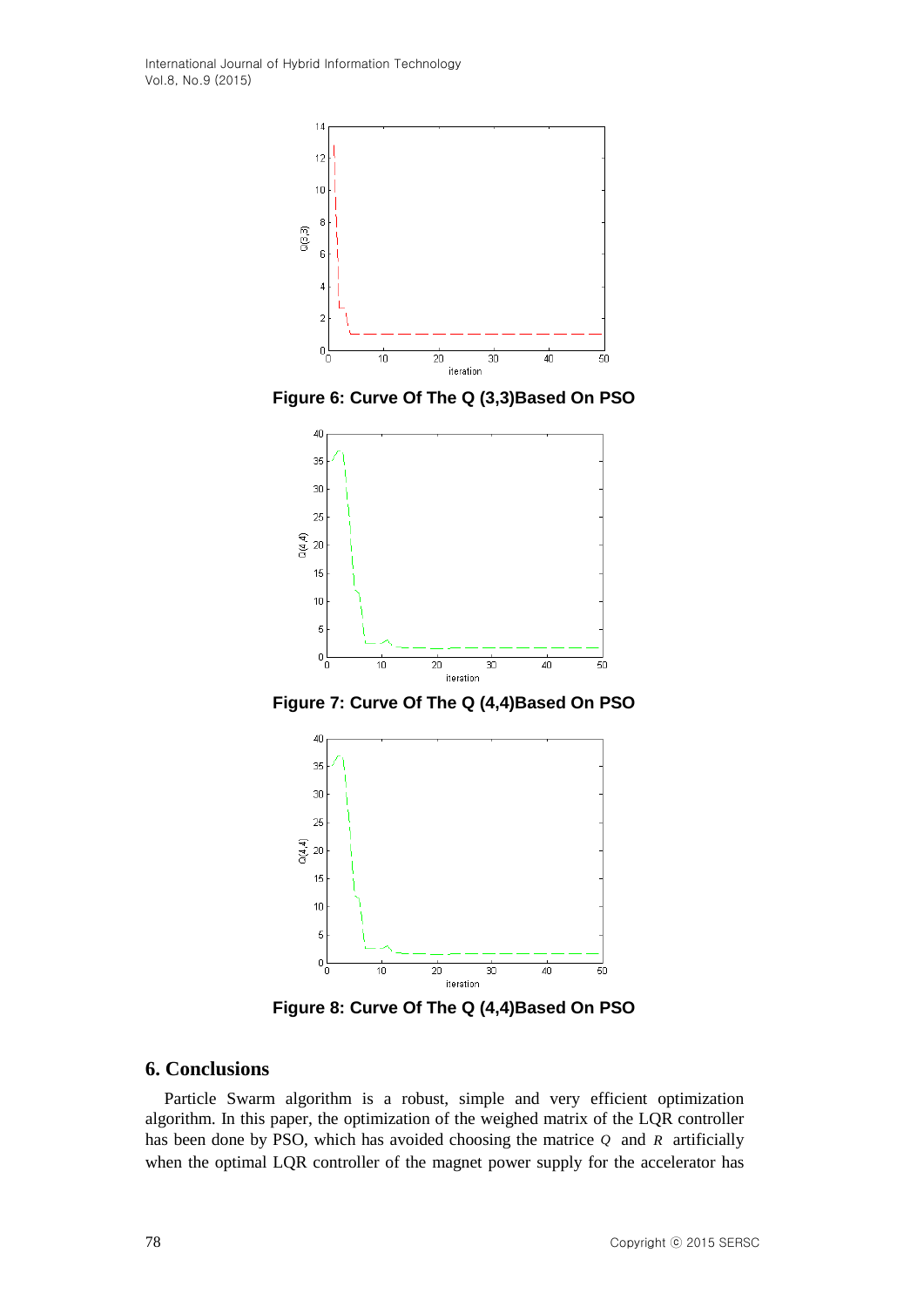Figure 6: Curve Of The Q (3,3)Based On PSO

Figure 7: Curve Of The Q (4,4)Based On PSO

Figure 8: Curve Of The Q (4,4)Based On PSO

## 6. Conclusions

Particle Swarm algorithm is a robust, simple and very efficient optimization algorithm. In this paper, the optimization of the weighed matrix of the LQR controller has been done by PSO, which has avoided choosing the matrice $Q$ and $R$ artificially when the optimal LQR controller of the magnet power supply for the accelerator has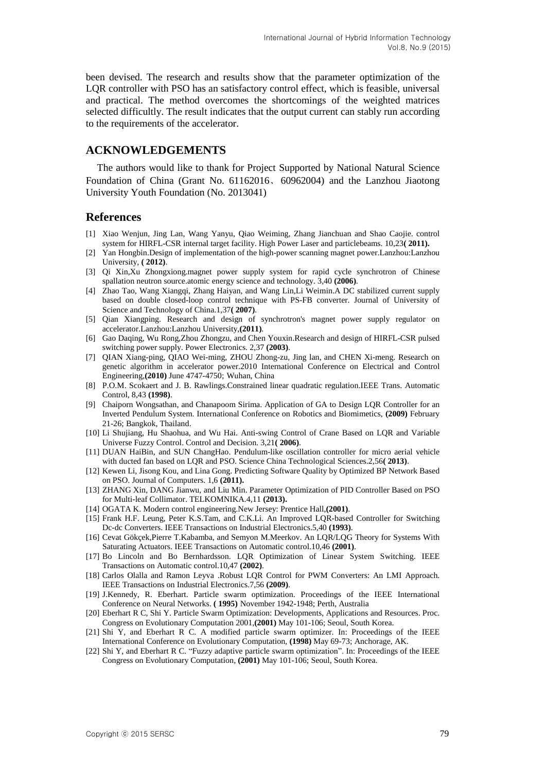been devised. The research and results show that the parameter optimization of the LQR controller with PSO has an satisfactory control effect, which is feasible, universal and practical. The method overcomes the shortcomings of the weighted matrices selected difficultly. The result indicates that the output current can stably run according to the requirements of the accelerator.

## ACKNOWLEDGEMENTS

The authors would like to thank for Project Supported by National Natural Science Foundation of China (Grant No. 61162016、60962004) and the Lanzhou Jiaotong University Youth Foundation (No. 2013041)

## References

[1] Xiao Wenjun, Jing Lan, Wang Yanyu, Qiao Weiming, Zhang Jianchuan and Shao Caojie. control system for HIRFL-CSR internal target facility. High Power Laser and particlebeams. 10,23**( 2011).**

[2] Yan Hongbin.Design of implementation of the high-power scanning magnet power.Lanzhou:Lanzhou University, **( 2012)**.

[3] Qi Xin,Xu Zhongxiong.magnet power supply system for rapid cycle synchrotron of Chinese spallation neutron source.atomic energy science and technology. 3,40 **(2006)**.

[4] Zhao Tao, Wang Xiangqi, Zhang Haiyan, and Wang Lin,Li Weimin.A DC stabilized current supply based on double closed-loop control technique with PS-FB converter. Journal of University of Science and Technology of China.1,37**( 2007)**.

[5] Qian Xiangping. Research and design of synchrotron's magnet power supply regulator on accelerator.Lanzhou:Lanzhou University,**(2011)**.

[6] Gao Daqing, Wu Rong,Zhou Zhongzu, and Chen Youxin.Research and design of HIRFL-CSR pulsed switching power supply. Power Electronics. 2,37 **(2003)**.

[7] QIAN Xiang-ping, QIAO Wei-ming, ZHOU Zhong-zu, Jing lan, and CHEN Xi-meng. Research on genetic algorithm in accelerator power.2010 International Conference on Electrical and Control Engineering,**(2010)** June 4747-4750; Wuhan, China

[8] P.O.M. Scokaert and J. B. Rawlings.Constrained linear quadratic regulation.IEEE Trans. Automatic Control, 8,43 **(1998)**.

[9] Chaiporn Wongsathan, and Chanapoom Sirima. Application of GA to Design LQR Controller for an Inverted Pendulum System. International Conference on Robotics and Biomimetics, **(2009)** February 21-26; Bangkok, Thailand.

[10] Li Shujiang, Hu Shaohua, and Wu Hai. Anti-swing Control of Crane Based on LQR and Variable Universe Fuzzy Control. Control and Decision. 3,21**( 2006)**.

[11] DUAN HaiBin, and SUN ChangHao. Pendulum-like oscillation controller for micro aerial vehicle with ducted fan based on LQR and PSO. Science China Technological Sciences.2,56**( 2013)**.

[12] Kewen Li, Jisong Kou, and Lina Gong. Predicting Software Quality by Optimized BP Network Based on PSO. Journal of Computers. 1,6 **(2011).**

[13] ZHANG Xin, DANG Jianwu, and Liu Min. Parameter Optimization of PID Controller Based on PSO for Multi-leaf Collimator. TELKOMNIKA.4,11 **(2013).**

[14] OGATA K. Modern control engineering.New Jersey: Prentice Hall,**(2001)**.

[15] Frank H.F. Leung, Peter K.S.Tam, and C.K.Li. An Improved LQR-based Controller for Switching Dc-dc Converters. IEEE Transactions on Industrial Electronics.5,40 **(1993)**.

[16] Cevat Gökçek,Pierre T.Kabamba, and Semyon M.Meerkov. An LQR/LQG Theory for Systems With Saturating Actuators. IEEE Transactions on Automatic control.10,46 **(2001)**.

[17] Bo Lincoln and Bo Bernhardsson. LQR Optimization of Linear System Switching. IEEE Transactions on Automatic control.10,47 **(2002)**.

[18] Carlos Olalla and Ramon Leyva .Robust LQR Control for PWM Converters: An LMI Approach. IEEE Transactions on Industrial Electronics.7,56 **(2009)**.

[19] J.Kennedy, R. Eberhart. Particle swarm optimization. Proceedings of the IEEE International Conference on Neural Networks. **( 1995)** November 1942-1948; Perth, Australia

[20] Eberhart R C, Shi Y. Particle Swarm Optimization: Developments, Applications and Resources. Proc. Congress on Evolutionary Computation 2001,**(2001)** May 101-106; Seoul, South Korea.

[21] Shi Y, and Eberhart R C. A modified particle swarm optimizer. In: Proceedings of the IEEE International Conference on Evolutionary Computation, **(1998)** May 69-73; Anchorage, AK.

[22] Shi Y, and Eberhart R C. "Fuzzy adaptive particle swarm optimization". In: Proceedings of the IEEE Congress on Evolutionary Computation, **(2001)** May 101-106; Seoul, South Korea.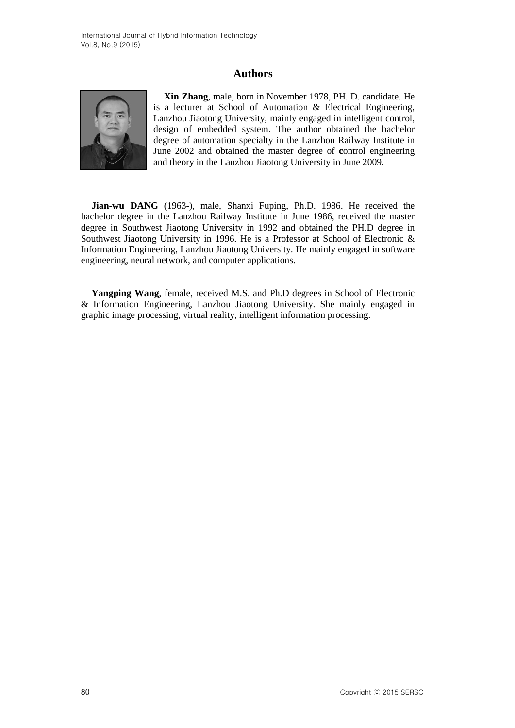## Authors

**Xin Zhang**, male, born in November 1978, PH. D. candidate. He is a lecturer at School of Automation & Electrical Engineering, Lanzhou Jiaotong University, mainly engaged in intelligent control, design of embedded system. The author obtained the bachelor degree of automation specialty in the Lanzhou Railway Institute in June 2002 and obtained the master degree of control engineering and theory in the Lanzhou Jiaotong University in June 2009.

**Jian-wu DANG** (1963-), male, Shanxi Fuping, Ph.D. 1986. He received the bachelor degree in the Lanzhou Railway Institute in June 1986, received the master degree in Southwest Jiaotong University in 1992 and obtained the PH.D degree in Southwest Jiaotong University in 1996. He is a Professor at School of Electronic & Information Engineering, Lanzhou Jiaotong University. He mainly engaged in software engineering, neural network, and computer applications.

**Yangping Wang**, female, received M.S. and Ph.D degrees in School of Electronic & Information Engineering, Lanzhou Jiaotong University. She mainly engaged in graphic image processing, virtual reality, intelligent information processing.